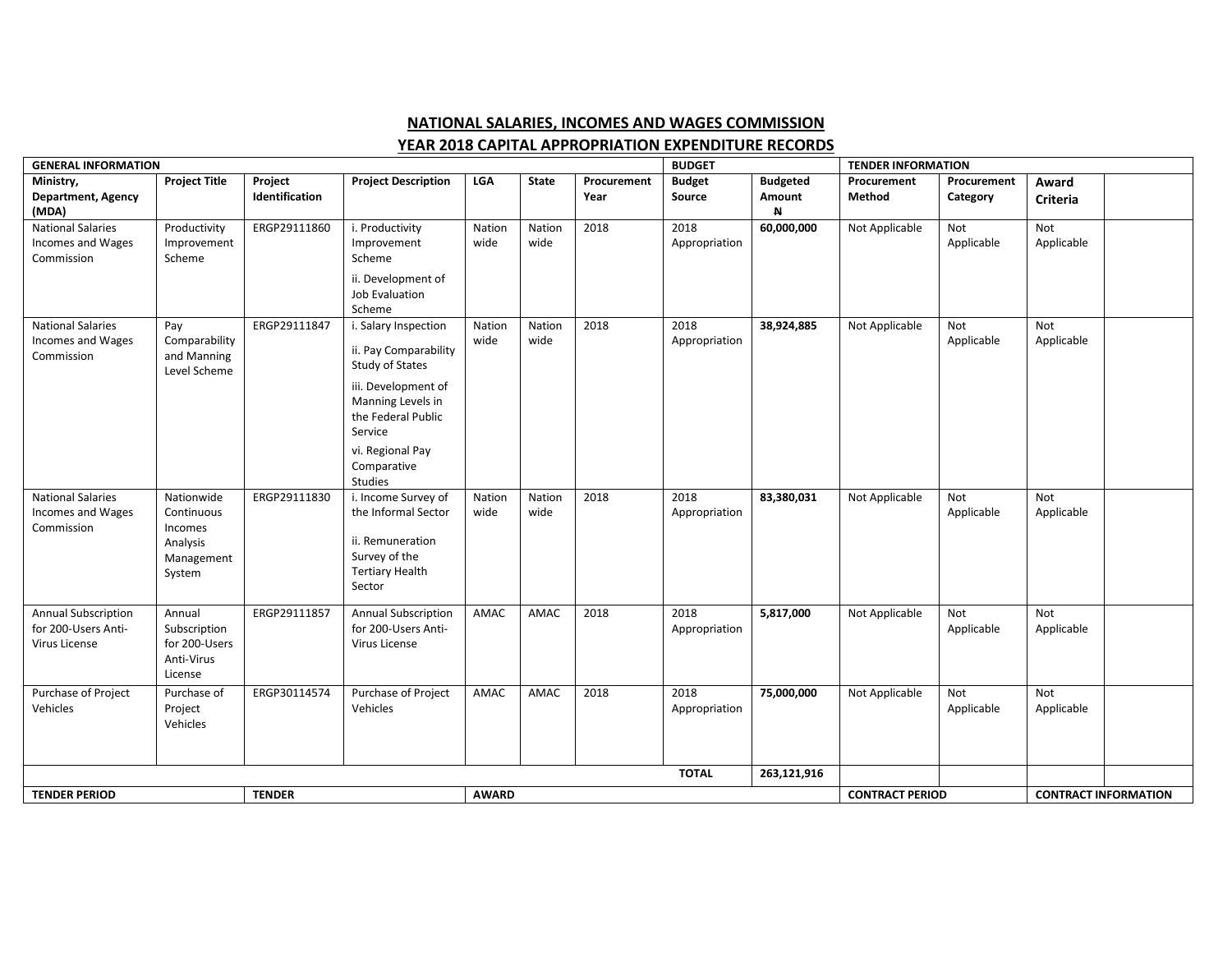## NATIONAL SALARIES, INCOMES AND WAGES COMMISSION

## YEAR 2018 CAPITAL APPROPRIATION EXPENDITURE RECORDS

| GENERAL INFORMATION | | | | | | | BUDGET | | TENDER INFORMATION | | | |
|---|---|---|---|---|---|---|---|---|---|---|---|---|
| Ministry, Department, Agency (MDA) | Project Title | Project Identification | Project Description | LGA | State | Procurement Year | Budget Source | Budgeted Amount ₦ | Procurement Method | Procurement Category | Award Criteria | |
| National Salaries Incomes and Wages Commission | Productivity Improvement Scheme | ERGP29111860 | i. Productivity Improvement Scheme<br>ii. Development of Job Evaluation Scheme | Nation wide | Nation wide | 2018 | 2018 Appropriation | **60,000,000** | Not Applicable | Not Applicable | Not Applicable | |
| National Salaries Incomes and Wages Commission | Pay Comparability and Manning Level Scheme | ERGP29111847 | i. Salary Inspection<br>ii. Pay Comparability Study of States<br>iii. Development of Manning Levels in the Federal Public Service<br>vi. Regional Pay Comparative Studies | Nation wide | Nation wide | 2018 | 2018 Appropriation | **38,924,885** | Not Applicable | Not Applicable | Not Applicable | |
| National Salaries Incomes and Wages Commission | Nationwide Continuous Incomes Analysis Management System | ERGP29111830 | i. Income Survey of the Informal Sector<br>ii. Remuneration Survey of the Tertiary Health Sector | Nation wide | Nation wide | 2018 | 2018 Appropriation | **83,380,031** | Not Applicable | Not Applicable | Not Applicable | |
| Annual Subscription for 200-Users Anti-Virus License | Annual Subscription for 200-Users Anti-Virus License | ERGP29111857 | Annual Subscription for 200-Users Anti-Virus License | AMAC | AMAC | 2018 | 2018 Appropriation | **5,817,000** | Not Applicable | Not Applicable | Not Applicable | |
| Purchase of Project Vehicles | Purchase of Project Vehicles | ERGP30114574 | Purchase of Project Vehicles | AMAC | AMAC | 2018 | 2018 Appropriation | **75,000,000** | Not Applicable | Not Applicable | Not Applicable | |
| | | | | | | | **TOTAL** | **263,121,916** | | | | |
| **TENDER PERIOD** | | **TENDER** | | **AWARD** | | | | | **CONTRACT PERIOD** | | **CONTRACT INFORMATION** | |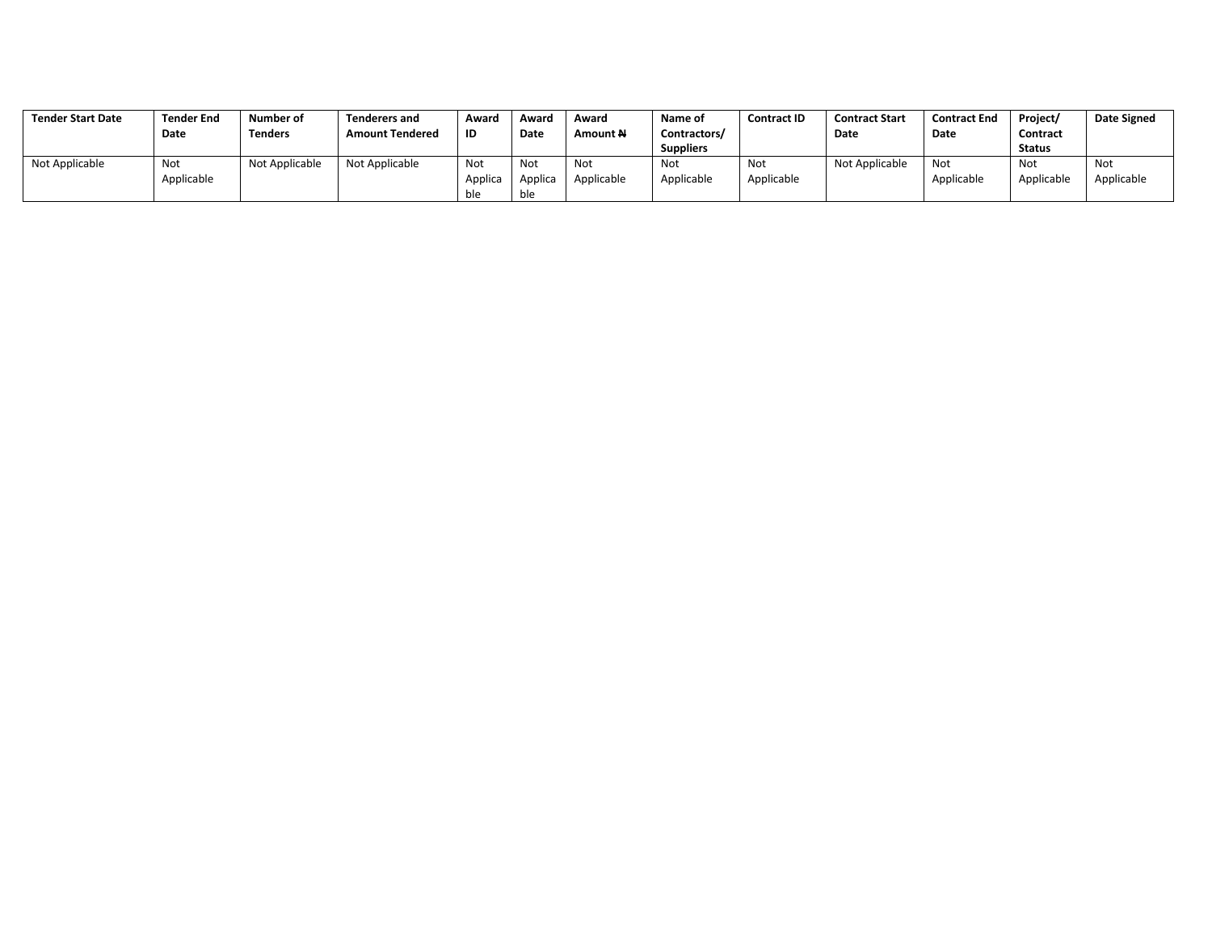| Tender Start Date | Tender End Date | Number of Tenders | Tenderers and Amount Tendered | Award ID | Award Date | Award Amount ₦ | Name of Contractors/ Suppliers | Contract ID | Contract Start Date | Contract End Date | Project/ Contract Status | Date Signed |
|---|---|---|---|---|---|---|---|---|---|---|---|---|
| Not Applicable | Not Applicable | Not Applicable | Not Applicable | Not Applicable | Not Applicable | Not Applicable | Not Applicable | Not Applicable | Not Applicable | Not Applicable | Not Applicable | Not Applicable |